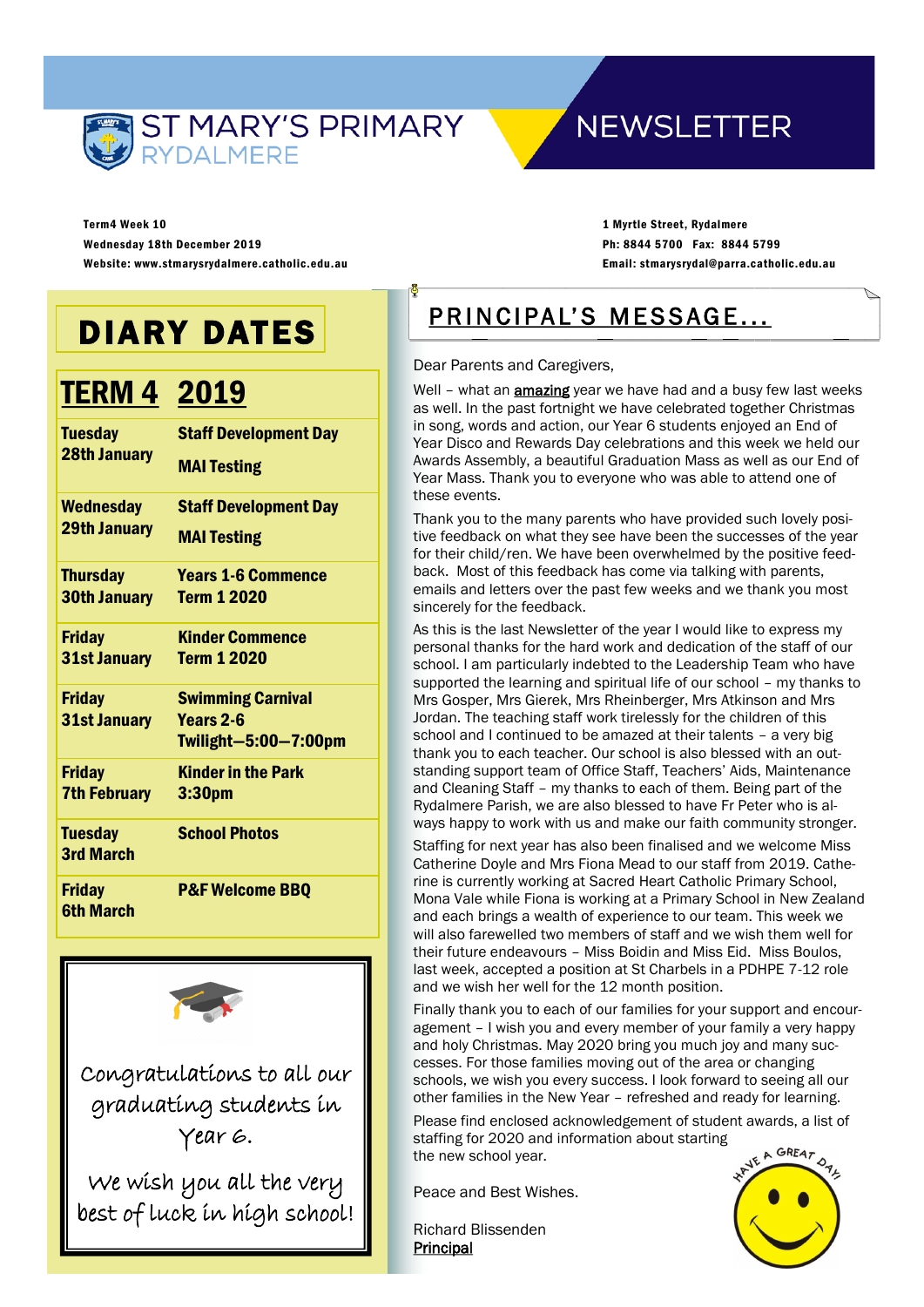# ST MARY'S PRIMARY RYDALMERE NEWSLETTER

**Term4 Week 10**
**Wednesday 18th December 2019**
**Website: www.stmarysrydalmere.catholic.edu.au**

**1 Myrtle Street, Rydalmere**
**Ph: 8844 5700 Fax: 8844 5799**
**Email: stmarysrydal@parra.catholic.edu.au**

## DIARY DATES

| TERM 4 | 2019 |
|---|---|
| **Tuesday 28th January** | **Staff Development Day** **MAI Testing** |
| **Wednesday 29th January** | **Staff Development Day** **MAI Testing** |
| **Thursday 30th January** | **Years 1-6 Commence Term 1 2020** |
| **Friday 31st January** | **Kinder Commence Term 1 2020** |
| **Friday 31st January** | **Swimming Carnival Years 2-6 Twilight—5:00—7:00pm** |
| **Friday 7th February** | **Kinder in the Park 3:30pm** |
| **Tuesday 3rd March** | **School Photos** |
| **Friday 6th March** | **P&F Welcome BBQ** |

Congratulations to all our graduating students in Year 6.

We wish you all the very best of luck in high school!

## PRINCIPAL'S MESSAGE...

Dear Parents and Caregivers,

Well – what an amazing year we have had and a busy few last weeks as well. In the past fortnight we have celebrated together Christmas in song, words and action, our Year 6 students enjoyed an End of Year Disco and Rewards Day celebrations and this week we held our Awards Assembly, a beautiful Graduation Mass as well as our End of Year Mass. Thank you to everyone who was able to attend one of these events.

Thank you to the many parents who have provided such lovely positive feedback on what they see have been the successes of the year for their child/ren. We have been overwhelmed by the positive feedback. Most of this feedback has come via talking with parents, emails and letters over the past few weeks and we thank you most sincerely for the feedback.

As this is the last Newsletter of the year I would like to express my personal thanks for the hard work and dedication of the staff of our school. I am particularly indebted to the Leadership Team who have supported the learning and spiritual life of our school – my thanks to Mrs Gosper, Mrs Gierek, Mrs Rheinberger, Mrs Atkinson and Mrs Jordan. The teaching staff work tirelessly for the children of this school and I continued to be amazed at their talents – a very big thank you to each teacher. Our school is also blessed with an outstanding support team of Office Staff, Teachers' Aids, Maintenance and Cleaning Staff – my thanks to each of them. Being part of the Rydalmere Parish, we are also blessed to have Fr Peter who is always happy to work with us and make our faith community stronger.

Staffing for next year has also been finalised and we welcome Miss Catherine Doyle and Mrs Fiona Mead to our staff from 2019. Catherine is currently working at Sacred Heart Catholic Primary School, Mona Vale while Fiona is working at a Primary School in New Zealand and each brings a wealth of experience to our team. This week we will also farewelled two members of staff and we wish them well for their future endeavours – Miss Boidin and Miss Eid. Miss Boulos, last week, accepted a position at St Charbels in a PDHPE 7-12 role and we wish her well for the 12 month position.

Finally thank you to each of our families for your support and encouragement – I wish you and every member of your family a very happy and holy Christmas. May 2020 bring you much joy and many successes. For those families moving out of the area or changing schools, we wish you every success. I look forward to seeing all our other families in the New Year – refreshed and ready for learning.

Please find enclosed acknowledgement of student awards, a list of staffing for 2020 and information about starting the new school year.

Peace and Best Wishes.

Richard Blissenden
Principal

HAVE A GREAT DAY!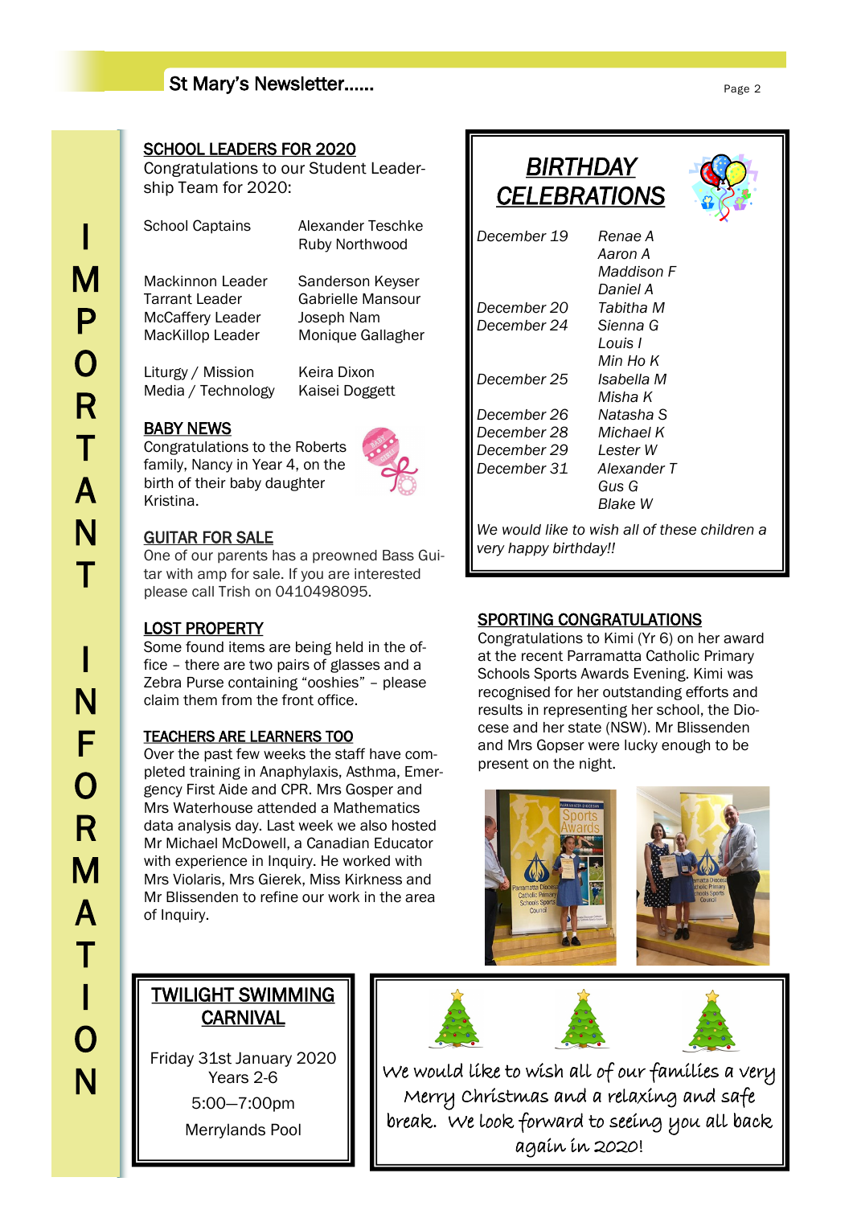# IMPORTANT INFORMATION

## SCHOOL LEADERS FOR 2020

Congratulations to our Student Leadership Team for 2020:

| | |
|---|---|
| School Captains | Alexander Teschke<br>Ruby Northwood |
| Mackinnon Leader | Sanderson Keyser |
| Tarrant Leader | Gabrielle Mansour |
| McCaffery Leader | Joseph Nam |
| MacKillop Leader | Monique Gallagher |
| Liturgy / Mission | Keira Dixon |
| Media / Technology | Kaisei Doggett |

## BABY NEWS

Congratulations to the Roberts family, Nancy in Year 4, on the birth of their baby daughter Kristina.

## GUITAR FOR SALE

One of our parents has a preowned Bass Guitar with amp for sale. If you are interested please call Trish on 0410498095.

## LOST PROPERTY

Some found items are being held in the office – there are two pairs of glasses and a Zebra Purse containing "ooshies" – please claim them from the front office.

## TEACHERS ARE LEARNERS TOO

Over the past few weeks the staff have completed training in Anaphylaxis, Asthma, Emergency First Aide and CPR. Mrs Gosper and Mrs Waterhouse attended a Mathematics data analysis day. Last week we also hosted Mr Michael McDowell, a Canadian Educator with experience in Inquiry. He worked with Mrs Violaris, Mrs Gierek, Miss Kirkness and Mr Blissenden to refine our work in the area of Inquiry.

## TWILIGHT SWIMMING CARNIVAL

Friday 31st January 2020
Years 2-6

5:00—7:00pm

Merrylands Pool

## *BIRTHDAY CELEBRATIONS*

| | |
|---|---|
| *December 19* | *Renae A*<br>*Aaron A*<br>*Maddison F*<br>*Daniel A* |
| *December 20* | *Tabitha M* |
| *December 24* | *Sienna G*<br>*Louis I*<br>*Min Ho K* |
| *December 25* | *Isabella M*<br>*Misha K* |
| *December 26* | *Natasha S* |
| *December 28* | *Michael K* |
| *December 29* | *Lester W* |
| *December 31* | *Alexander T*<br>*Gus G*<br>*Blake W* |

*We would like to wish all of these children a very happy birthday!!*

## SPORTING CONGRATULATIONS

Congratulations to Kimi (Yr 6) on her award at the recent Parramatta Catholic Primary Schools Sports Awards Evening. Kimi was recognised for her outstanding efforts and results in representing her school, the Diocese and her state (NSW). Mr Blissenden and Mrs Gopser were lucky enough to be present on the night.

We would like to wish all of our families a very Merry Christmas and a relaxing and safe break. We look forward to seeing you all back again in 2020!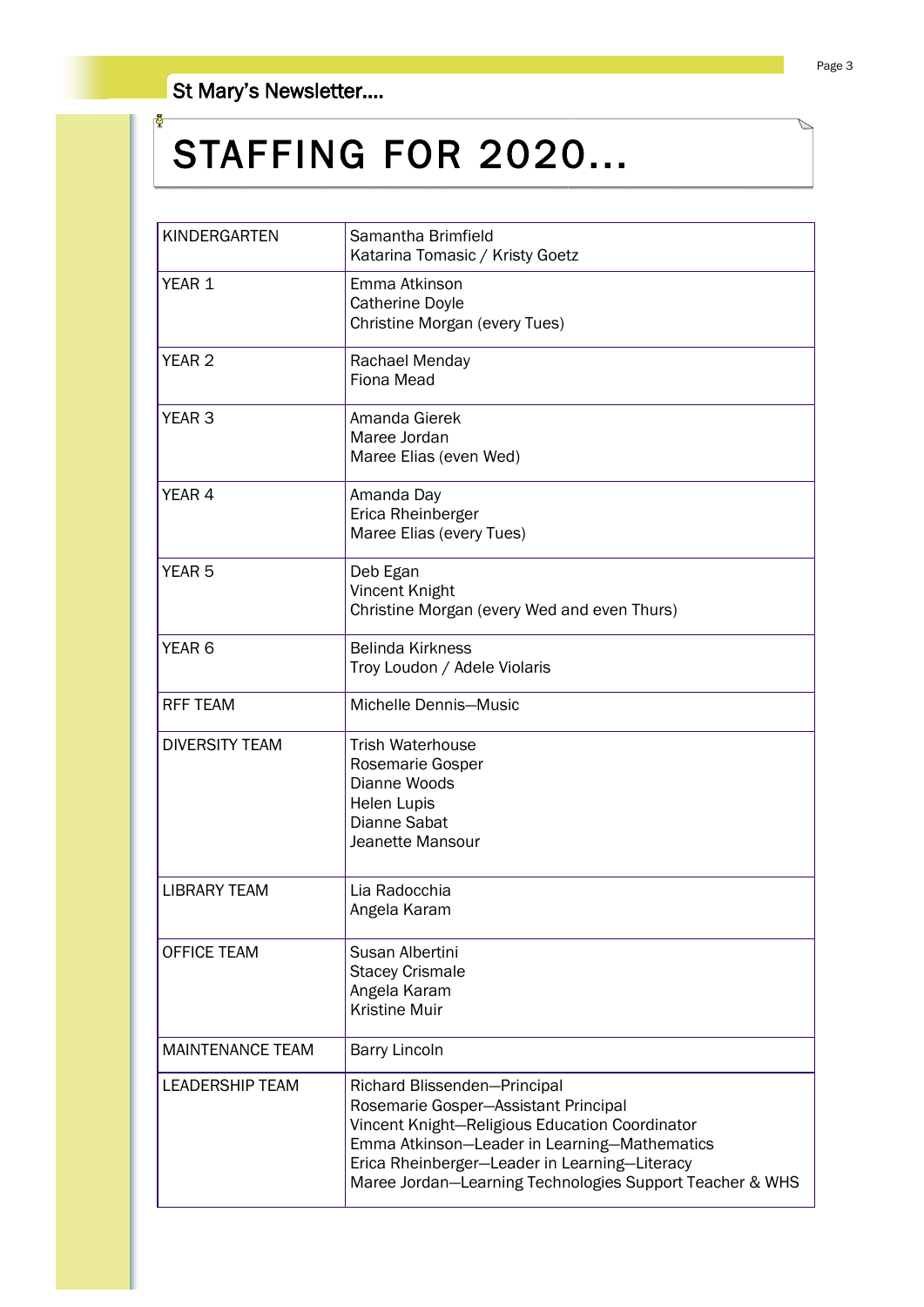# STAFFING FOR 2020…

| | |
|---|---|
| KINDERGARTEN | Samantha Brimfield<br>Katarina Tomasic / Kristy Goetz |
| YEAR 1 | Emma Atkinson<br>Catherine Doyle<br>Christine Morgan (every Tues) |
| YEAR 2 | Rachael Menday<br>Fiona Mead |
| YEAR 3 | Amanda Gierek<br>Maree Jordan<br>Maree Elias (even Wed) |
| YEAR 4 | Amanda Day<br>Erica Rheinberger<br>Maree Elias (every Tues) |
| YEAR 5 | Deb Egan<br>Vincent Knight<br>Christine Morgan (every Wed and even Thurs) |
| YEAR 6 | Belinda Kirkness<br>Troy Loudon / Adele Violaris |
| RFF TEAM | Michelle Dennis—Music |
| DIVERSITY TEAM | Trish Waterhouse<br>Rosemarie Gosper<br>Dianne Woods<br>Helen Lupis<br>Dianne Sabat<br>Jeanette Mansour |
| LIBRARY TEAM | Lia Radocchia<br>Angela Karam |
| OFFICE TEAM | Susan Albertini<br>Stacey Crismale<br>Angela Karam<br>Kristine Muir |
| MAINTENANCE TEAM | Barry Lincoln |
| LEADERSHIP TEAM | Richard Blissenden—Principal<br>Rosemarie Gosper—Assistant Principal<br>Vincent Knight—Religious Education Coordinator<br>Emma Atkinson—Leader in Learning—Mathematics<br>Erica Rheinberger—Leader in Learning—Literacy<br>Maree Jordan—Learning Technologies Support Teacher & WHS |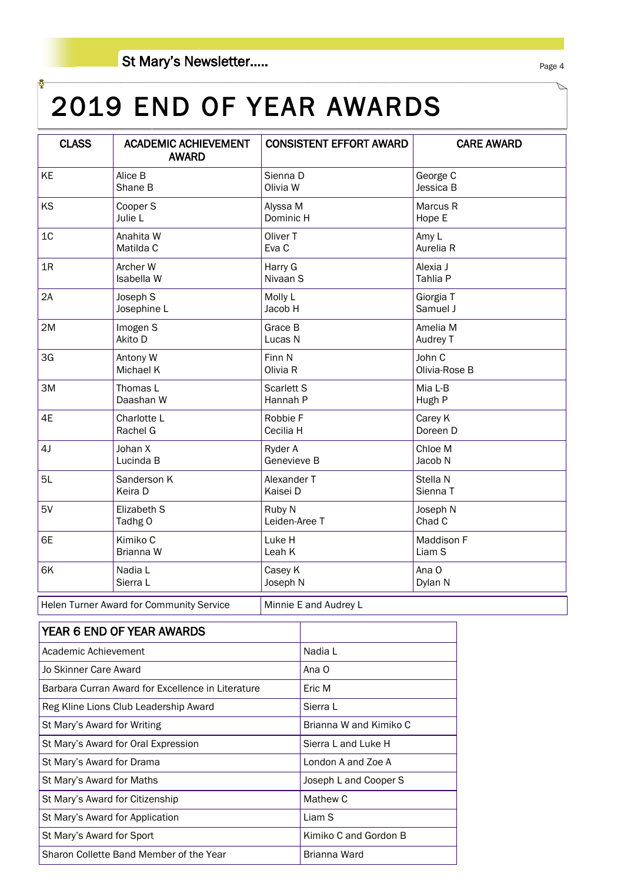# 2019 END OF YEAR AWARDS

| CLASS | ACADEMIC ACHIEVEMENT AWARD | CONSISTENT EFFORT AWARD | CARE AWARD |
|---|---|---|---|
| KE | Alice B<br>Shane B | Sienna D<br>Olivia W | George C<br>Jessica B |
| KS | Cooper S<br>Julie L | Alyssa M<br>Dominic H | Marcus R<br>Hope E |
| 1C | Anahita W<br>Matilda C | Oliver T<br>Eva C | Amy L<br>Aurelia R |
| 1R | Archer W<br>Isabella W | Harry G<br>Nivaan S | Alexia J<br>Tahlia P |
| 2A | Joseph S<br>Josephine L | Molly L<br>Jacob H | Giorgia T<br>Samuel J |
| 2M | Imogen S<br>Akito D | Grace B<br>Lucas N | Amelia M<br>Audrey T |
| 3G | Antony W<br>Michael K | Finn N<br>Olivia R | John C<br>Olivia-Rose B |
| 3M | Thomas L<br>Daashan W | Scarlett S<br>Hannah P | Mia L-B<br>Hugh P |
| 4E | Charlotte L<br>Rachel G | Robbie F<br>Cecilia H | Carey K<br>Doreen D |
| 4J | Johan X<br>Lucinda B | Ryder A<br>Genevieve B | Chloe M<br>Jacob N |
| 5L | Sanderson K<br>Keira D | Alexander T<br>Kaisei D | Stella N<br>Sienna T |
| 5V | Elizabeth S<br>Tadhg O | Ruby N<br>Leiden-Aree T | Joseph N<br>Chad C |
| 6E | Kimiko C<br>Brianna W | Luke H<br>Leah K | Maddison F<br>Liam S |
| 6K | Nadia L<br>Sierra L | Casey K<br>Joseph N | Ana O<br>Dylan N |

| | |
|---|---|
| Helen Turner Award for Community Service | Minnie E and Audrey L |

| YEAR 6 END OF YEAR AWARDS | |
|---|---|
| Academic Achievement | Nadia L |
| Jo Skinner Care Award | Ana O |
| Barbara Curran Award for Excellence in Literature | Eric M |
| Reg Kline Lions Club Leadership Award | Sierra L |
| St Mary's Award for Writing | Brianna W and Kimiko C |
| St Mary's Award for Oral Expression | Sierra L and Luke H |
| St Mary's Award for Drama | London A and Zoe A |
| St Mary's Award for Maths | Joseph L and Cooper S |
| St Mary's Award for Citizenship | Mathew C |
| St Mary's Award for Application | Liam S |
| St Mary's Award for Sport | Kimiko C and Gordon B |
| Sharon Collette Band Member of the Year | Brianna Ward |